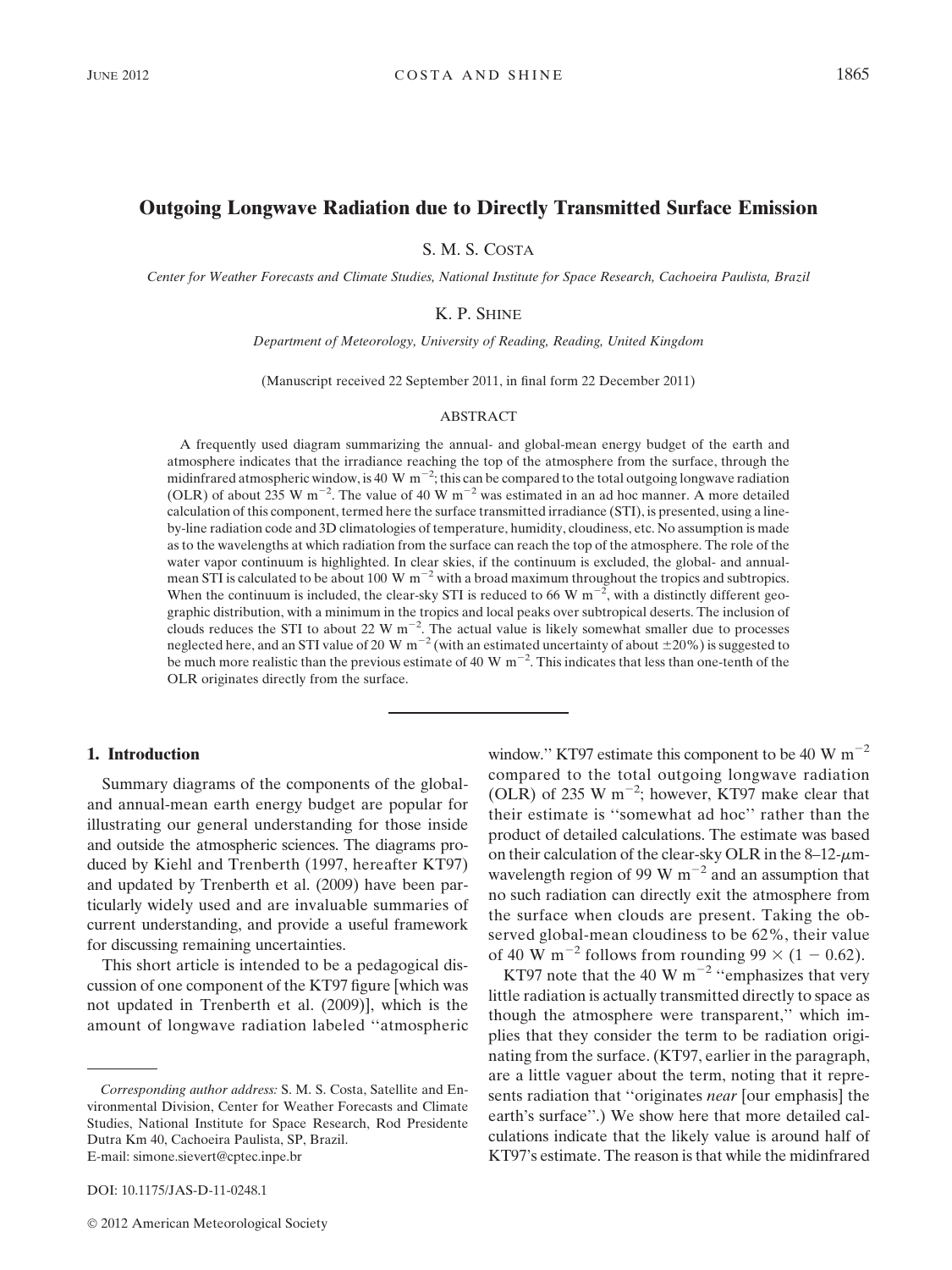# Outgoing Longwave Radiation due to Directly Transmitted Surface Emission

S. M. S. Costa

*Center for Weather Forecasts and Climate Studies, National Institute for Space Research, Cachoeira Paulista, Brazil*

K. P. Shine

*Department of Meteorology, University of Reading, Reading, United Kingdom*

(Manuscript received 22 September 2011, in final form 22 December 2011)

## ABSTRACT

A frequently used diagram summarizing the annual- and global-mean energy budget of the earth and atmosphere indicates that the irradiance reaching the top of the atmosphere from the surface, through the midinfrared atmospheric window, is 40 W $m^{-2}$; this can be compared to the total outgoing longwave radiation (OLR) of about 235 W $m^{-2}$. The value of 40 W $m^{-2}$ was estimated in an ad hoc manner. A more detailed calculation of this component, termed here the surface transmitted irradiance (STI), is presented, using a line-by-line radiation code and 3D climatologies of temperature, humidity, cloudiness, etc. No assumption is made as to the wavelengths at which radiation from the surface can reach the top of the atmosphere. The role of the water vapor continuum is highlighted. In clear skies, if the continuum is excluded, the global- and annual-mean STI is calculated to be about 100 W $m^{-2}$ with a broad maximum throughout the tropics and subtropics. When the continuum is included, the clear-sky STI is reduced to 66 W $m^{-2}$, with a distinctly different geographic distribution, with a minimum in the tropics and local peaks over subtropical deserts. The inclusion of clouds reduces the STI to about 22 W $m^{-2}$. The actual value is likely somewhat smaller due to processes neglected here, and an STI value of 20 W $m^{-2}$ (with an estimated uncertainty of about ±20%) is suggested to be much more realistic than the previous estimate of 40 W $m^{-2}$. This indicates that less than one-tenth of the OLR originates directly from the surface.

## 1. Introduction

Summary diagrams of the components of the global- and annual-mean earth energy budget are popular for illustrating our general understanding for those inside and outside the atmospheric sciences. The diagrams produced by Kiehl and Trenberth (1997, hereafter KT97) and updated by Trenberth et al. (2009) have been particularly widely used and are invaluable summaries of current understanding, and provide a useful framework for discussing remaining uncertainties.

This short article is intended to be a pedagogical discussion of one component of the KT97 figure [which was not updated in Trenberth et al. (2009)], which is the amount of longwave radiation labeled ''atmospheric window.'' KT97 estimate this component to be 40 W $m^{-2}$ compared to the total outgoing longwave radiation (OLR) of 235 W $m^{-2}$; however, KT97 make clear that their estimate is ''somewhat ad hoc'' rather than the product of detailed calculations. The estimate was based on their calculation of the clear-sky OLR in the 8–12-$\mu$m-wavelength region of 99 W $m^{-2}$ and an assumption that no such radiation can directly exit the atmosphere from the surface when clouds are present. Taking the observed global-mean cloudiness to be 62%, their value of 40 W $m^{-2}$ follows from rounding $99 \times (1 - 0.62)$.

KT97 note that the 40 W $m^{-2}$ ''emphasizes that very little radiation is actually transmitted directly to space as though the atmosphere were transparent,'' which implies that they consider the term to be radiation originating from the surface. (KT97, earlier in the paragraph, are a little vaguer about the term, noting that it represents radiation that ''originates *near* [our emphasis] the earth's surface''.) We show here that more detailed calculations indicate that the likely value is around half of KT97's estimate. The reason is that while the midinfrared

---

*Corresponding author address:* S. M. S. Costa, Satellite and Environmental Division, Center for Weather Forecasts and Climate Studies, National Institute for Space Research, Rod Presidente Dutra Km 40, Cachoeira Paulista, SP, Brazil.
E-mail: simone.sievert@cptec.inpe.br

DOI: 10.1175/JAS-D-11-0248.1

© 2012 American Meteorological Society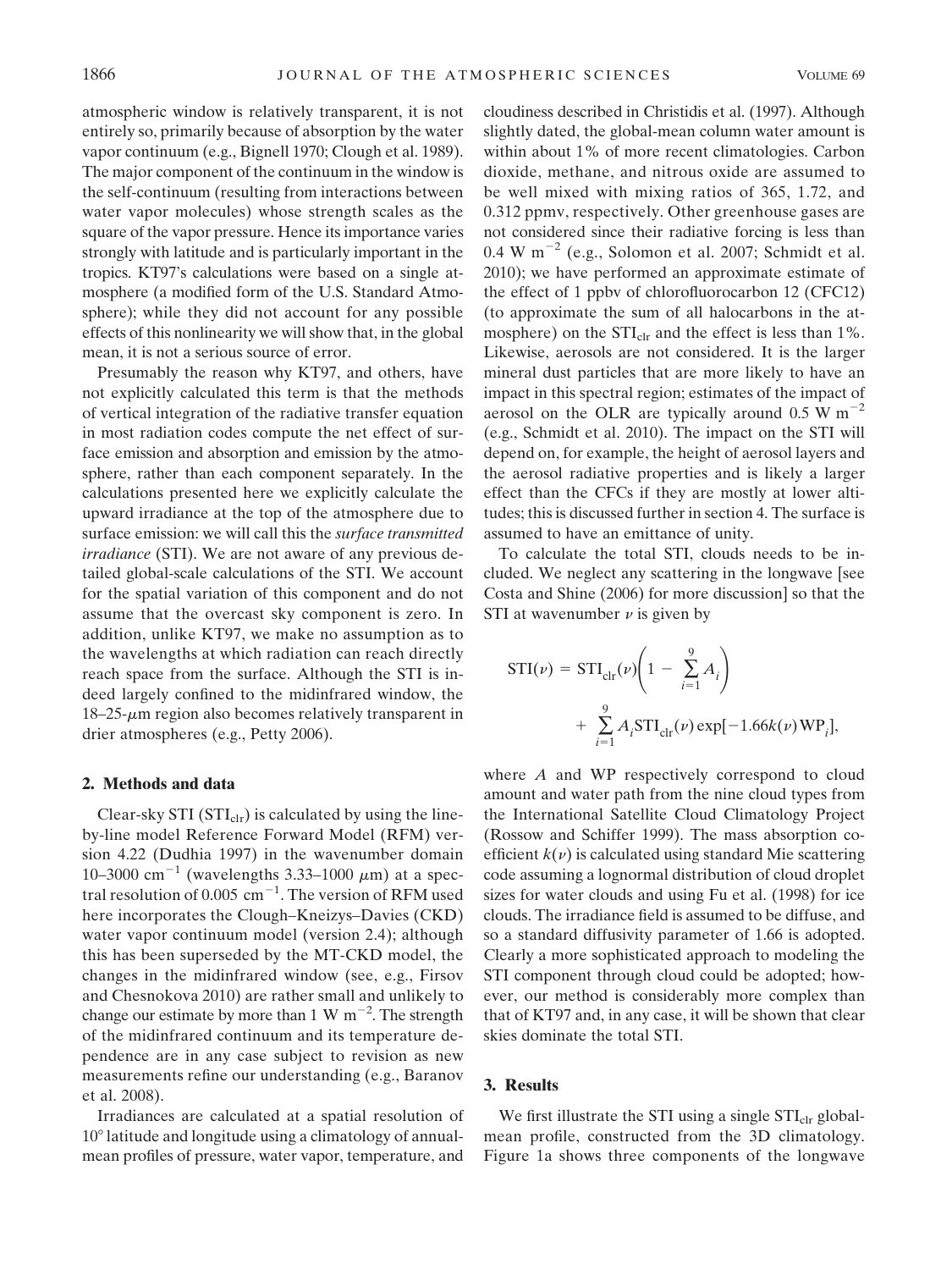atmospheric window is relatively transparent, it is not entirely so, primarily because of absorption by the water vapor continuum (e.g., Bignell 1970; Clough et al. 1989). The major component of the continuum in the window is the self-continuum (resulting from interactions between water vapor molecules) whose strength scales as the square of the vapor pressure. Hence its importance varies strongly with latitude and is particularly important in the tropics. KT97's calculations were based on a single atmosphere (a modified form of the U.S. Standard Atmosphere); while they did not account for any possible effects of this nonlinearity we will show that, in the global mean, it is not a serious source of error.

Presumably the reason why KT97, and others, have not explicitly calculated this term is that the methods of vertical integration of the radiative transfer equation in most radiation codes compute the net effect of surface emission and absorption and emission by the atmosphere, rather than each component separately. In the calculations presented here we explicitly calculate the upward irradiance at the top of the atmosphere due to surface emission: we will call this the *surface transmitted irradiance* (STI). We are not aware of any previous detailed global-scale calculations of the STI. We account for the spatial variation of this component and do not assume that the overcast sky component is zero. In addition, unlike KT97, we make no assumption as to the wavelengths at which radiation can reach directly reach space from the surface. Although the STI is indeed largely confined to the midinfrared window, the 18–25-$\mu$m region also becomes relatively transparent in drier atmospheres (e.g., Petty 2006).

## 2. Methods and data

Clear-sky STI ($\mathrm{STI_{clr}}$) is calculated by using the line-by-line model Reference Forward Model (RFM) version 4.22 (Dudhia 1997) in the wavenumber domain 10–3000 $\mathrm{cm^{-1}}$ (wavelengths 3.33–1000 $\mu$m) at a spectral resolution of 0.005 $\mathrm{cm^{-1}}$. The version of RFM used here incorporates the Clough–Kneizys–Davies (CKD) water vapor continuum model (version 2.4); although this has been superseded by the MT-CKD model, the changes in the midinfrared window (see, e.g., Firsov and Chesnokova 2010) are rather small and unlikely to change our estimate by more than 1 W $\mathrm{m^{-2}}$. The strength of the midinfrared continuum and its temperature dependence are in any case subject to revision as new measurements refine our understanding (e.g., Baranov et al. 2008).

Irradiances are calculated at a spatial resolution of 10° latitude and longitude using a climatology of annual-mean profiles of pressure, water vapor, temperature, and cloudiness described in Christidis et al. (1997). Although slightly dated, the global-mean column water amount is within about 1% of more recent climatologies. Carbon dioxide, methane, and nitrous oxide are assumed to be well mixed with mixing ratios of 365, 1.72, and 0.312 ppmv, respectively. Other greenhouse gases are not considered since their radiative forcing is less than 0.4 W $\mathrm{m^{-2}}$ (e.g., Solomon et al. 2007; Schmidt et al. 2010); we have performed an approximate estimate of the effect of 1 ppbv of chlorofluorocarbon 12 (CFC12) (to approximate the sum of all halocarbons in the atmosphere) on the $\mathrm{STI_{clr}}$ and the effect is less than 1%. Likewise, aerosols are not considered. It is the larger mineral dust particles that are more likely to have an impact in this spectral region; estimates of the impact of aerosol on the OLR are typically around 0.5 W $\mathrm{m^{-2}}$ (e.g., Schmidt et al. 2010). The impact on the STI will depend on, for example, the height of aerosol layers and the aerosol radiative properties and is likely a larger effect than the CFCs if they are mostly at lower altitudes; this is discussed further in section 4. The surface is assumed to have an emittance of unity.

To calculate the total STI, clouds needs to be included. We neglect any scattering in the longwave [see Costa and Shine (2006) for more discussion] so that the STI at wavenumber $\nu$ is given by

$$\mathrm{STI}(\nu) = \mathrm{STI_{clr}}(\nu)\left(1 - \sum_{i=1}^{9} A_i\right) + \sum_{i=1}^{9} A_i \mathrm{STI_{clr}}(\nu)\exp[-1.66k(\nu)\mathrm{WP}_i],$$

where $A$ and WP respectively correspond to cloud amount and water path from the nine cloud types from the International Satellite Cloud Climatology Project (Rossow and Schiffer 1999). The mass absorption coefficient $k(\nu)$ is calculated using standard Mie scattering code assuming a lognormal distribution of cloud droplet sizes for water clouds and using Fu et al. (1998) for ice clouds. The irradiance field is assumed to be diffuse, and so a standard diffusivity parameter of 1.66 is adopted. Clearly a more sophisticated approach to modeling the STI component through cloud could be adopted; however, our method is considerably more complex than that of KT97 and, in any case, it will be shown that clear skies dominate the total STI.

## 3. Results

We first illustrate the STI using a single $\mathrm{STI_{clr}}$ global-mean profile, constructed from the 3D climatology. Figure 1a shows three components of the longwave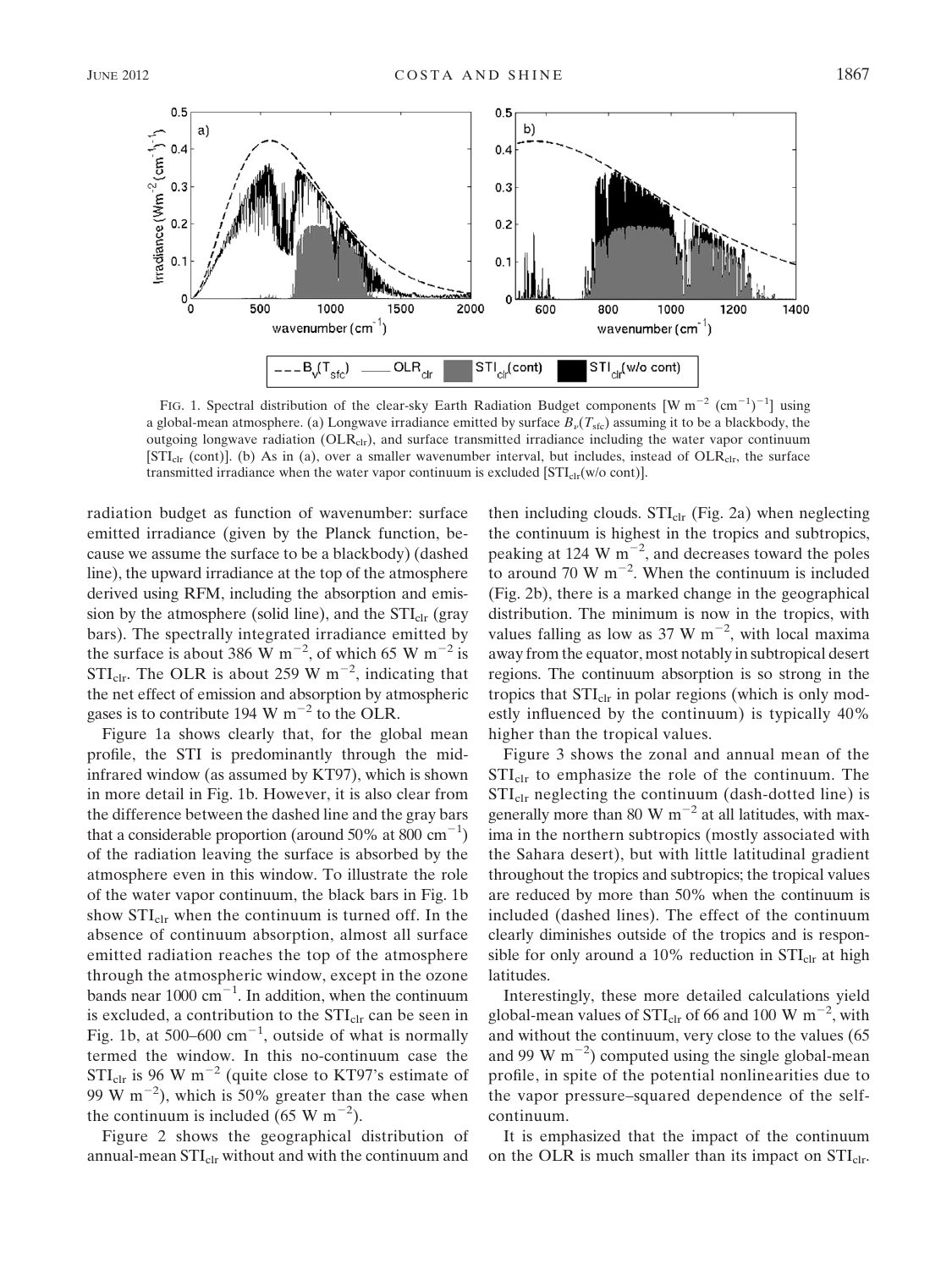a)

Irradiance (Wm$^{-2}$ (cm$^{-1}$)$^{-1}$)

0.5
0.4
0.3
0.2
0.1
0

0 500 1000 1500 2000

wavenumber (cm$^{-1}$)

b)

0.5
0.4
0.3
0.2
0.1
0

600 800 1000 1200 1400

wavenumber (cm$^{-1}$)

$B_\nu(T_{sfc})$ $OLR_{clr}$ $STI_{clr}$(cont) $STI_{clr}$(w/o cont)

FIG. 1. Spectral distribution of the clear-sky Earth Radiation Budget components [W m$^{-2}$ (cm$^{-1}$)$^{-1}$] using a global-mean atmosphere. (a) Longwave irradiance emitted by surface $B_\nu(T_{sfc})$ assuming it to be a blackbody, the outgoing longwave radiation ($OLR_{clr}$), and surface transmitted irradiance including the water vapor continuum [$STI_{clr}$ (cont)]. (b) As in (a), over a smaller wavenumber interval, but includes, instead of $OLR_{clr}$, the surface transmitted irradiance when the water vapor continuum is excluded [$STI_{clr}$(w/o cont)].

radiation budget as function of wavenumber: surface emitted irradiance (given by the Planck function, because we assume the surface to be a blackbody) (dashed line), the upward irradiance at the top of the atmosphere derived using RFM, including the absorption and emission by the atmosphere (solid line), and the $STI_{clr}$ (gray bars). The spectrally integrated irradiance emitted by the surface is about 386 W m$^{-2}$, of which 65 W m$^{-2}$ is $STI_{clr}$. The OLR is about 259 W m$^{-2}$, indicating that the net effect of emission and absorption by atmospheric gases is to contribute 194 W m$^{-2}$ to the OLR.

Figure 1a shows clearly that, for the global mean profile, the STI is predominantly through the mid-infrared window (as assumed by KT97), which is shown in more detail in Fig. 1b. However, it is also clear from the difference between the dashed line and the gray bars that a considerable proportion (around 50% at 800 cm$^{-1}$) of the radiation leaving the surface is absorbed by the atmosphere even in this window. To illustrate the role of the water vapor continuum, the black bars in Fig. 1b show $STI_{clr}$ when the continuum is turned off. In the absence of continuum absorption, almost all surface emitted radiation reaches the top of the atmosphere through the atmospheric window, except in the ozone bands near 1000 cm$^{-1}$. In addition, when the continuum is excluded, a contribution to the $STI_{clr}$ can be seen in Fig. 1b, at 500–600 cm$^{-1}$, outside of what is normally termed the window. In this no-continuum case the $STI_{clr}$ is 96 W m$^{-2}$ (quite close to KT97's estimate of 99 W m$^{-2}$), which is 50% greater than the case when the continuum is included (65 W m$^{-2}$).

Figure 2 shows the geographical distribution of annual-mean $STI_{clr}$ without and with the continuum and then including clouds. $STI_{clr}$ (Fig. 2a) when neglecting the continuum is highest in the tropics and subtropics, peaking at 124 W m$^{-2}$, and decreases toward the poles to around 70 W m$^{-2}$. When the continuum is included (Fig. 2b), there is a marked change in the geographical distribution. The minimum is now in the tropics, with values falling as low as 37 W m$^{-2}$, with local maxima away from the equator, most notably in subtropical desert regions. The continuum absorption is so strong in the tropics that $STI_{clr}$ in polar regions (which is only modestly influenced by the continuum) is typically 40% higher than the tropical values.

Figure 3 shows the zonal and annual mean of the $STI_{clr}$ to emphasize the role of the continuum. The $STI_{clr}$ neglecting the continuum (dash-dotted line) is generally more than 80 W m$^{-2}$ at all latitudes, with maxima in the northern subtropics (mostly associated with the Sahara desert), but with little latitudinal gradient throughout the tropics and subtropics; the tropical values are reduced by more than 50% when the continuum is included (dashed lines). The effect of the continuum clearly diminishes outside of the tropics and is responsible for only around a 10% reduction in $STI_{clr}$ at high latitudes.

Interestingly, these more detailed calculations yield global-mean values of $STI_{clr}$ of 66 and 100 W m$^{-2}$, with and without the continuum, very close to the values (65 and 99 W m$^{-2}$) computed using the single global-mean profile, in spite of the potential nonlinearities due to the vapor pressure–squared dependence of the self-continuum.

It is emphasized that the impact of the continuum on the OLR is much smaller than its impact on $STI_{clr}$.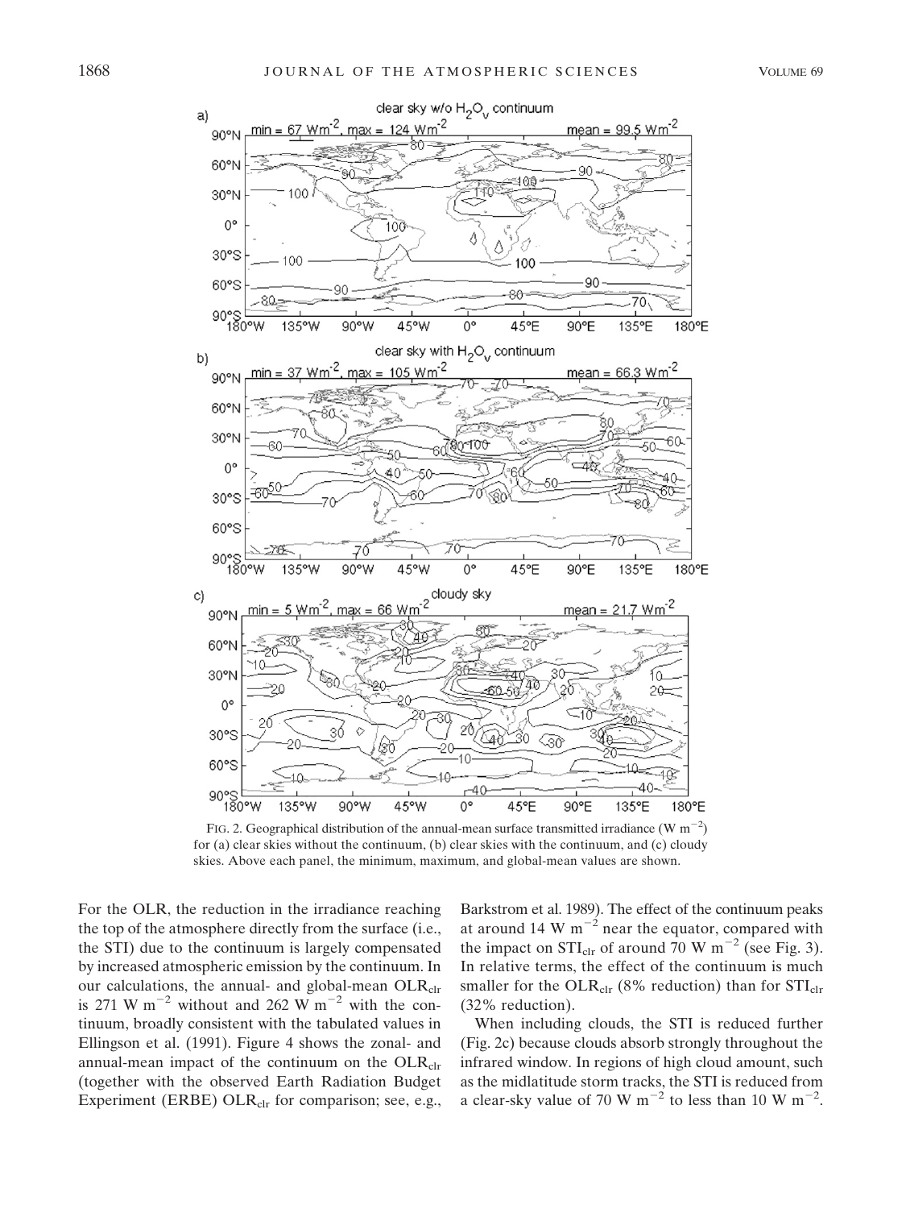a) clear sky w/o $H_2O_v$ continuum

min = 67 $Wm^{-2}$, max = 124 $Wm^{-2}$

mean = 99.5 $Wm^{-2}$

b) clear sky with $H_2O_v$ continuum

min = 37 $Wm^{-2}$, max = 105 $Wm^{-2}$

mean = 66.3 $Wm^{-2}$

c) cloudy sky

min = 5 $Wm^{-2}$, max = 66 $Wm^{-2}$

mean = 21.7 $Wm^{-2}$

FIG. 2. Geographical distribution of the annual-mean surface transmitted irradiance (W $m^{-2}$) for (a) clear skies without the continuum, (b) clear skies with the continuum, and (c) cloudy skies. Above each panel, the minimum, maximum, and global-mean values are shown.

For the OLR, the reduction in the irradiance reaching the top of the atmosphere directly from the surface (i.e., the STI) due to the continuum is largely compensated by increased atmospheric emission by the continuum. In our calculations, the annual- and global-mean $OLR_{clr}$ is 271 W $m^{-2}$ without and 262 W $m^{-2}$ with the continuum, broadly consistent with the tabulated values in Ellingson et al. (1991). Figure 4 shows the zonal- and annual-mean impact of the continuum on the $OLR_{clr}$ (together with the observed Earth Radiation Budget Experiment (ERBE) $OLR_{clr}$ for comparison; see, e.g., Barkstrom et al. 1989). The effect of the continuum peaks at around 14 W $m^{-2}$ near the equator, compared with the impact on $STI_{clr}$ of around 70 W $m^{-2}$ (see Fig. 3). In relative terms, the effect of the continuum is much smaller for the $OLR_{clr}$ (8% reduction) than for $STI_{clr}$ (32% reduction).

When including clouds, the STI is reduced further (Fig. 2c) because clouds absorb strongly throughout the infrared window. In regions of high cloud amount, such as the midlatitude storm tracks, the STI is reduced from a clear-sky value of 70 W $m^{-2}$ to less than 10 W $m^{-2}$.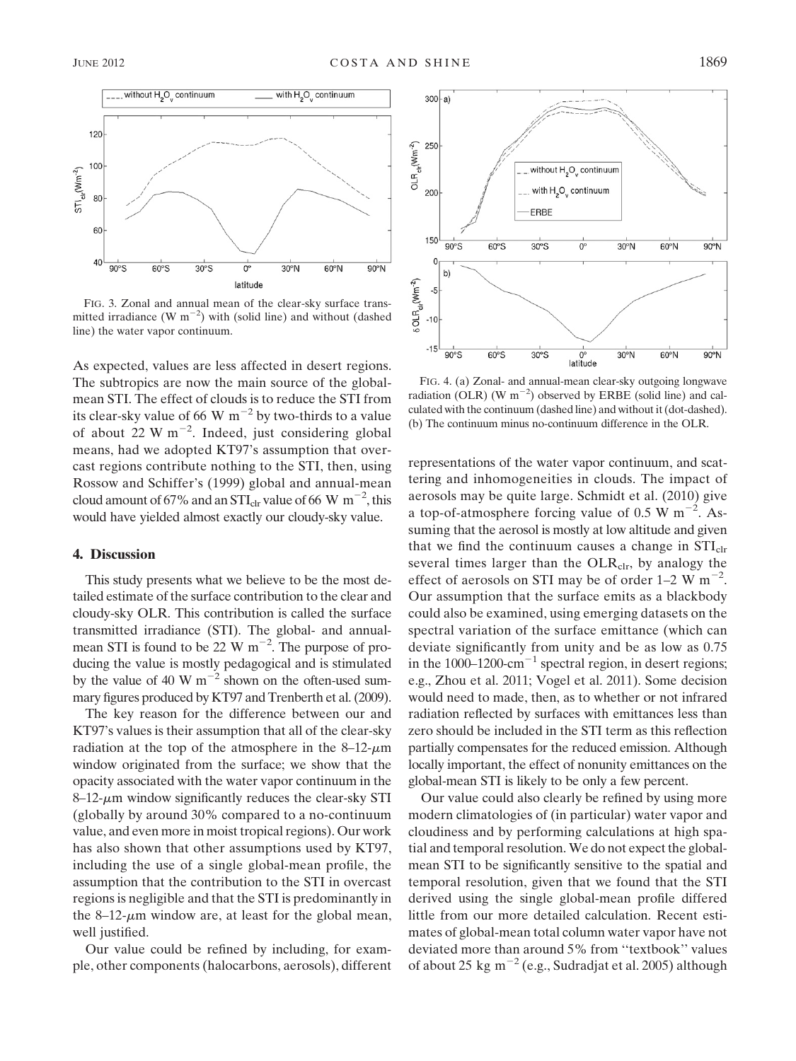---- without $H_2O_v$ continuum ——— with $H_2O_v$ continuum

$STI_{clr}$ ($Wm^{-2}$)

120
100
80
60
40

90°S 60°S 30°S 0° 30°N 60°N 90°N

latitude

FIG. 3. Zonal and annual mean of the clear-sky surface transmitted irradiance (W $m^{-2}$) with (solid line) and without (dashed line) the water vapor continuum.

a)

$OLR_{clr}$ ($Wm^{-2}$)

300
250
200
150

without $H_2O_v$ continuum
with $H_2O_v$ continuum
ERBE

90°S 60°S 30°S 0° 30°N 60°N 90°N

b)

$\delta OLR_{clr}$ ($Wm^{-2}$)

0
-5
-10
-15

90°S 60°S 30°S 0° 30°N 60°N 90°N

latitude

FIG. 4. (a) Zonal- and annual-mean clear-sky outgoing longwave radiation (OLR) (W $m^{-2}$) observed by ERBE (solid line) and calculated with the continuum (dashed line) and without it (dot-dashed). (b) The continuum minus no-continuum difference in the OLR.

As expected, values are less affected in desert regions. The subtropics are now the main source of the global-mean STI. The effect of clouds is to reduce the STI from its clear-sky value of 66 W $m^{-2}$ by two-thirds to a value of about 22 W $m^{-2}$. Indeed, just considering global means, had we adopted KT97's assumption that overcast regions contribute nothing to the STI, then, using Rossow and Schiffer's (1999) global and annual-mean cloud amount of 67% and an $STI_{clr}$ value of 66 W $m^{-2}$, this would have yielded almost exactly our cloudy-sky value.

## 4. Discussion

This study presents what we believe to be the most detailed estimate of the surface contribution to the clear and cloudy-sky OLR. This contribution is called the surface transmitted irradiance (STI). The global- and annual-mean STI is found to be 22 W $m^{-2}$. The purpose of producing the value is mostly pedagogical and is stimulated by the value of 40 W $m^{-2}$ shown on the often-used summary figures produced by KT97 and Trenberth et al. (2009).

The key reason for the difference between our and KT97's values is their assumption that all of the clear-sky radiation at the top of the atmosphere in the 8–12-$\mu$m window originated from the surface; we show that the opacity associated with the water vapor continuum in the 8–12-$\mu$m window significantly reduces the clear-sky STI (globally by around 30% compared to a no-continuum value, and even more in moist tropical regions). Our work has also shown that other assumptions used by KT97, including the use of a single global-mean profile, the assumption that the contribution to the STI in overcast regions is negligible and that the STI is predominantly in the 8–12-$\mu$m window are, at least for the global mean, well justified.

Our value could be refined by including, for example, other components (halocarbons, aerosols), different representations of the water vapor continuum, and scattering and inhomogeneities in clouds. The impact of aerosols may be quite large. Schmidt et al. (2010) give a top-of-atmosphere forcing value of 0.5 W $m^{-2}$. Assuming that the aerosol is mostly at low altitude and given that we find the continuum causes a change in $STI_{clr}$ several times larger than the $OLR_{clr}$, by analogy the effect of aerosols on STI may be of order 1–2 W $m^{-2}$. Our assumption that the surface emits as a blackbody could also be examined, using emerging datasets on the spectral variation of the surface emittance (which can deviate significantly from unity and be as low as 0.75 in the 1000–1200-$cm^{-1}$ spectral region, in desert regions; e.g., Zhou et al. 2011; Vogel et al. 2011). Some decision would need to made, then, as to whether or not infrared radiation reflected by surfaces with emittances less than zero should be included in the STI term as this reflection partially compensates for the reduced emission. Although locally important, the effect of nonunity emittances on the global-mean STI is likely to be only a few percent.

Our value could also clearly be refined by using more modern climatologies of (in particular) water vapor and cloudiness and by performing calculations at high spatial and temporal resolution. We do not expect the global-mean STI to be significantly sensitive to the spatial and temporal resolution, given that we found that the STI derived using the single global-mean profile differed little from our more detailed calculation. Recent estimates of global-mean total column water vapor have not deviated more than around 5% from ''textbook'' values of about 25 kg $m^{-2}$ (e.g., Sudradjat et al. 2005) although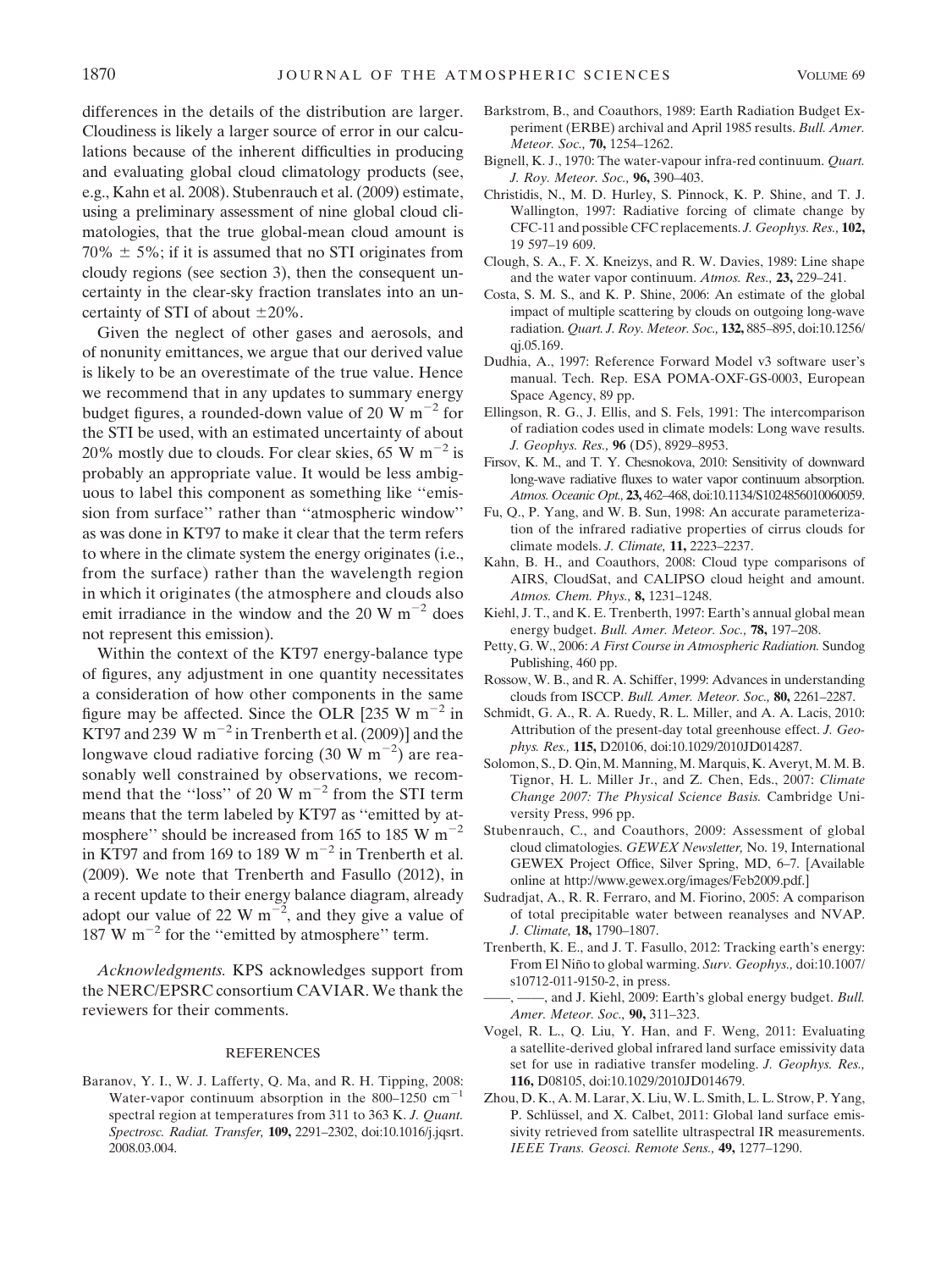differences in the details of the distribution are larger. Cloudiness is likely a larger source of error in our calculations because of the inherent difficulties in producing and evaluating global cloud climatology products (see, e.g., Kahn et al. 2008). Stubenrauch et al. (2009) estimate, using a preliminary assessment of nine global cloud climatologies, that the true global-mean cloud amount is 70% $\pm$ 5%; if it is assumed that no STI originates from cloudy regions (see section 3), then the consequent uncertainty in the clear-sky fraction translates into an uncertainty of STI of about $\pm$20%.

Given the neglect of other gases and aerosols, and of nonunity emittances, we argue that our derived value is likely to be an overestimate of the true value. Hence we recommend that in any updates to summary energy budget figures, a rounded-down value of 20 W m$^{-2}$ for the STI be used, with an estimated uncertainty of about 20% mostly due to clouds. For clear skies, 65 W m$^{-2}$ is probably an appropriate value. It would be less ambiguous to label this component as something like "emission from surface" rather than "atmospheric window" as was done in KT97 to make it clear that the term refers to where in the climate system the energy originates (i.e., from the surface) rather than the wavelength region in which it originates (the atmosphere and clouds also emit irradiance in the window and the 20 W m$^{-2}$ does not represent this emission).

Within the context of the KT97 energy-balance type of figures, any adjustment in one quantity necessitates a consideration of how other components in the same figure may be affected. Since the OLR [235 W m$^{-2}$ in KT97 and 239 W m$^{-2}$ in Trenberth et al. (2009)] and the longwave cloud radiative forcing (30 W m$^{-2}$) are reasonably well constrained by observations, we recommend that the "loss" of 20 W m$^{-2}$ from the STI term means that the term labeled by KT97 as "emitted by atmosphere" should be increased from 165 to 185 W m$^{-2}$ in KT97 and from 169 to 189 W m$^{-2}$ in Trenberth et al. (2009). We note that Trenberth and Fasullo (2012), in a recent update to their energy balance diagram, already adopt our value of 22 W m$^{-2}$, and they give a value of 187 W m$^{-2}$ for the "emitted by atmosphere" term.

*Acknowledgments.* KPS acknowledges support from the NERC/EPSRC consortium CAVIAR. We thank the reviewers for their comments.

## REFERENCES

Baranov, Y. I., W. J. Lafferty, Q. Ma, and R. H. Tipping, 2008: Water-vapor continuum absorption in the 800–1250 cm$^{-1}$ spectral region at temperatures from 311 to 363 K. *J. Quant. Spectrosc. Radiat. Transfer,* **109,** 2291–2302, doi:10.1016/j.jqsrt.2008.03.004.

Barkstrom, B., and Coauthors, 1989: Earth Radiation Budget Experiment (ERBE) archival and April 1985 results. *Bull. Amer. Meteor. Soc.,* **70,** 1254–1262.

Bignell, K. J., 1970: The water-vapour infra-red continuum. *Quart. J. Roy. Meteor. Soc.,* **96,** 390–403.

Christidis, N., M. D. Hurley, S. Pinnock, K. P. Shine, and T. J. Wallington, 1997: Radiative forcing of climate change by CFC-11 and possible CFC replacements. *J. Geophys. Res.,* **102,** 19 597–19 609.

Clough, S. A., F. X. Kneizys, and R. W. Davies, 1989: Line shape and the water vapor continuum. *Atmos. Res.,* **23,** 229–241.

Costa, S. M. S., and K. P. Shine, 2006: An estimate of the global impact of multiple scattering by clouds on outgoing long-wave radiation. *Quart. J. Roy. Meteor. Soc.,* **132,** 885–895, doi:10.1256/qj.05.169.

Dudhia, A., 1997: Reference Forward Model v3 software user's manual. Tech. Rep. ESA POMA-OXF-GS-0003, European Space Agency, 89 pp.

Ellingson, R. G., J. Ellis, and S. Fels, 1991: The intercomparison of radiation codes used in climate models: Long wave results. *J. Geophys. Res.,* **96** (D5), 8929–8953.

Firsov, K. M., and T. Y. Chesnokova, 2010: Sensitivity of downward long-wave radiative fluxes to water vapor continuum absorption. *Atmos. Oceanic Opt.,* **23,** 462–468, doi:10.1134/S1024856010060059.

Fu, Q., P. Yang, and W. B. Sun, 1998: An accurate parameterization of the infrared radiative properties of cirrus clouds for climate models. *J. Climate,* **11,** 2223–2237.

Kahn, B. H., and Coauthors, 2008: Cloud type comparisons of AIRS, CloudSat, and CALIPSO cloud height and amount. *Atmos. Chem. Phys.,* **8,** 1231–1248.

Kiehl, J. T., and K. E. Trenberth, 1997: Earth's annual global mean energy budget. *Bull. Amer. Meteor. Soc.,* **78,** 197–208.

Petty, G. W., 2006: *A First Course in Atmospheric Radiation.* Sundog Publishing, 460 pp.

Rossow, W. B., and R. A. Schiffer, 1999: Advances in understanding clouds from ISCCP. *Bull. Amer. Meteor. Soc.,* **80,** 2261–2287.

Schmidt, G. A., R. A. Ruedy, R. L. Miller, and A. A. Lacis, 2010: Attribution of the present-day total greenhouse effect. *J. Geophys. Res.,* **115,** D20106, doi:10.1029/2010JD014287.

Solomon, S., D. Qin, M. Manning, M. Marquis, K. Averyt, M. M. B. Tignor, H. L. Miller Jr., and Z. Chen, Eds., 2007: *Climate Change 2007: The Physical Science Basis.* Cambridge University Press, 996 pp.

Stubenrauch, C., and Coauthors, 2009: Assessment of global cloud climatologies. *GEWEX Newsletter,* No. 19, International GEWEX Project Office, Silver Spring, MD, 6–7. [Available online at http://www.gewex.org/images/Feb2009.pdf.]

Sudradjat, A., R. R. Ferraro, and M. Fiorino, 2005: A comparison of total precipitable water between reanalyses and NVAP. *J. Climate,* **18,** 1790–1807.

Trenberth, K. E., and J. T. Fasullo, 2012: Tracking earth's energy: From El Niño to global warming. *Surv. Geophys.,* doi:10.1007/s10712-011-9150-2, in press.

——, ——, and J. Kiehl, 2009: Earth's global energy budget. *Bull. Amer. Meteor. Soc.,* **90,** 311–323.

Vogel, R. L., Q. Liu, Y. Han, and F. Weng, 2011: Evaluating a satellite-derived global infrared land surface emissivity data set for use in radiative transfer modeling. *J. Geophys. Res.,* **116,** D08105, doi:10.1029/2010JD014679.

Zhou, D. K., A. M. Larar, X. Liu, W. L. Smith, L. L. Strow, P. Yang, P. Schlüssel, and X. Calbet, 2011: Global land surface emissivity retrieved from satellite ultraspectral IR measurements. *IEEE Trans. Geosci. Remote Sens.,* **49,** 1277–1290.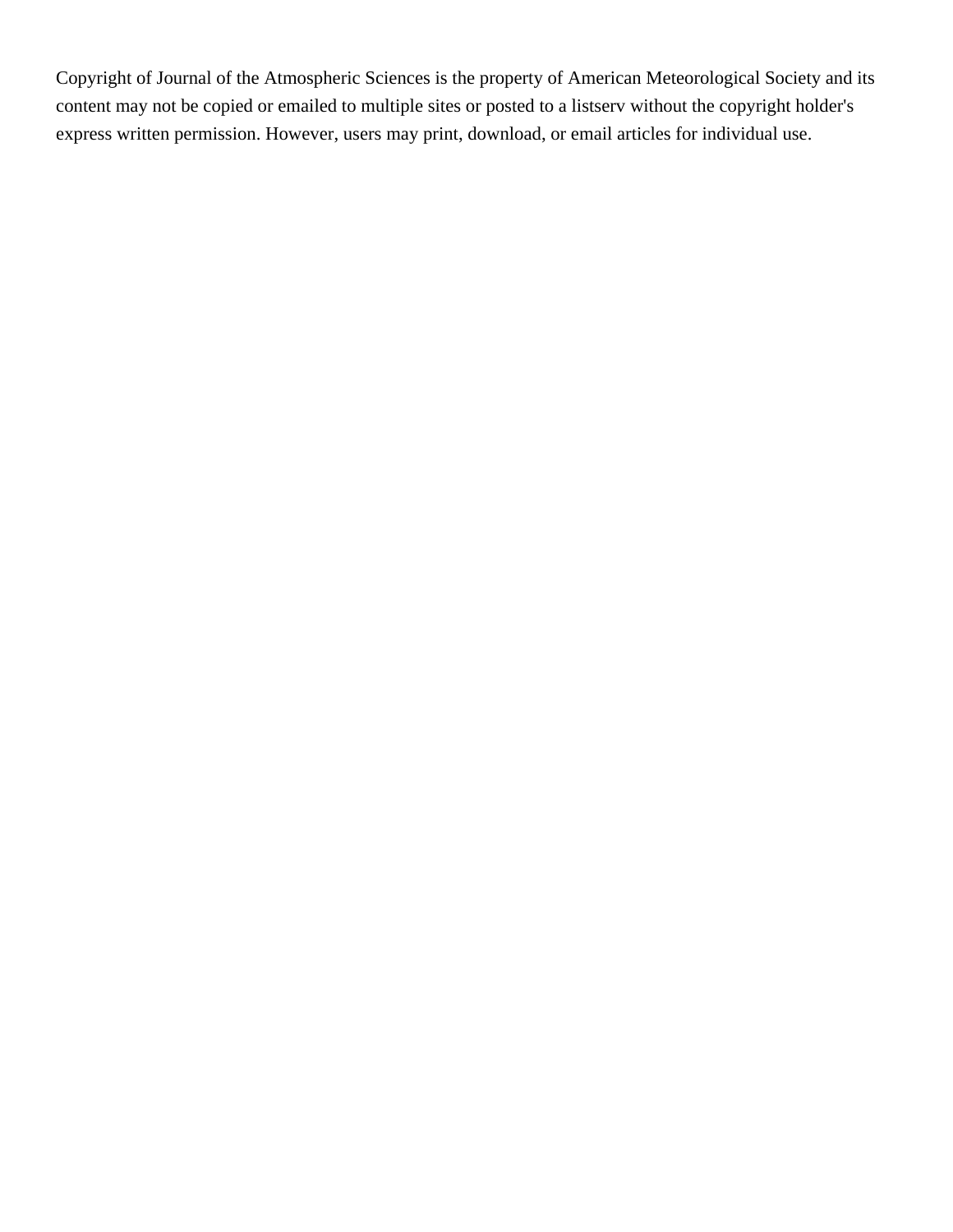Copyright of Journal of the Atmospheric Sciences is the property of American Meteorological Society and its content may not be copied or emailed to multiple sites or posted to a listserv without the copyright holder's express written permission. However, users may print, download, or email articles for individual use.